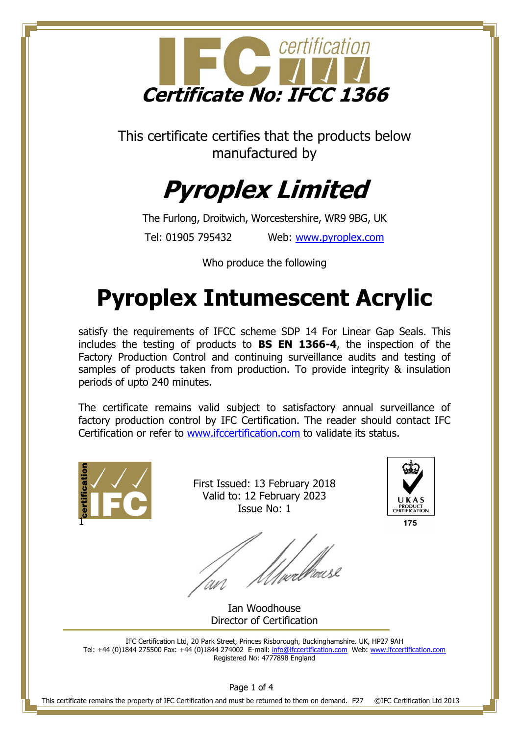# Certificate No: IFCC 1366

This certificate certifies that the products below manufactured by

# Pyroplex Limited

The Furlong, Droitwich, Worcestershire, WR9 9BG, UK

Tel: 01905 795432 Web: www.pyroplex.com

Who produce the following

# Pyroplex Intumescent Acrylic

satisfy the requirements of IFCC scheme SDP 14 For Linear Gap Seals. This includes the testing of products to **BS EN 1366-4**, the inspection of the Factory Production Control and continuing surveillance audits and testing of samples of products taken from production. To provide integrity & insulation periods of upto 240 minutes.

The certificate remains valid subject to satisfactory annual surveillance of factory production control by IFC Certification. The reader should contact IFC Certification or refer to www.ifccertification.com to validate its status.

First Issued: 13 February 2018
Valid to: 12 February 2023
Issue No: 1

UKAS PRODUCT CERTIFICATION 175

Ian Woodhouse
Director of Certification

IFC Certification Ltd, 20 Park Street, Princes Risborough, Buckinghamshire. UK, HP27 9AH
Tel: +44 (0)1844 275500 Fax: +44 (0)1844 274002 E-mail: info@ifccertification.com Web: www.ifccertification.com
Registered No: 4777898 England

This certificate remains the property of IFC Certification and must be returned to them on demand. F27 ©IFC Certification Ltd 2013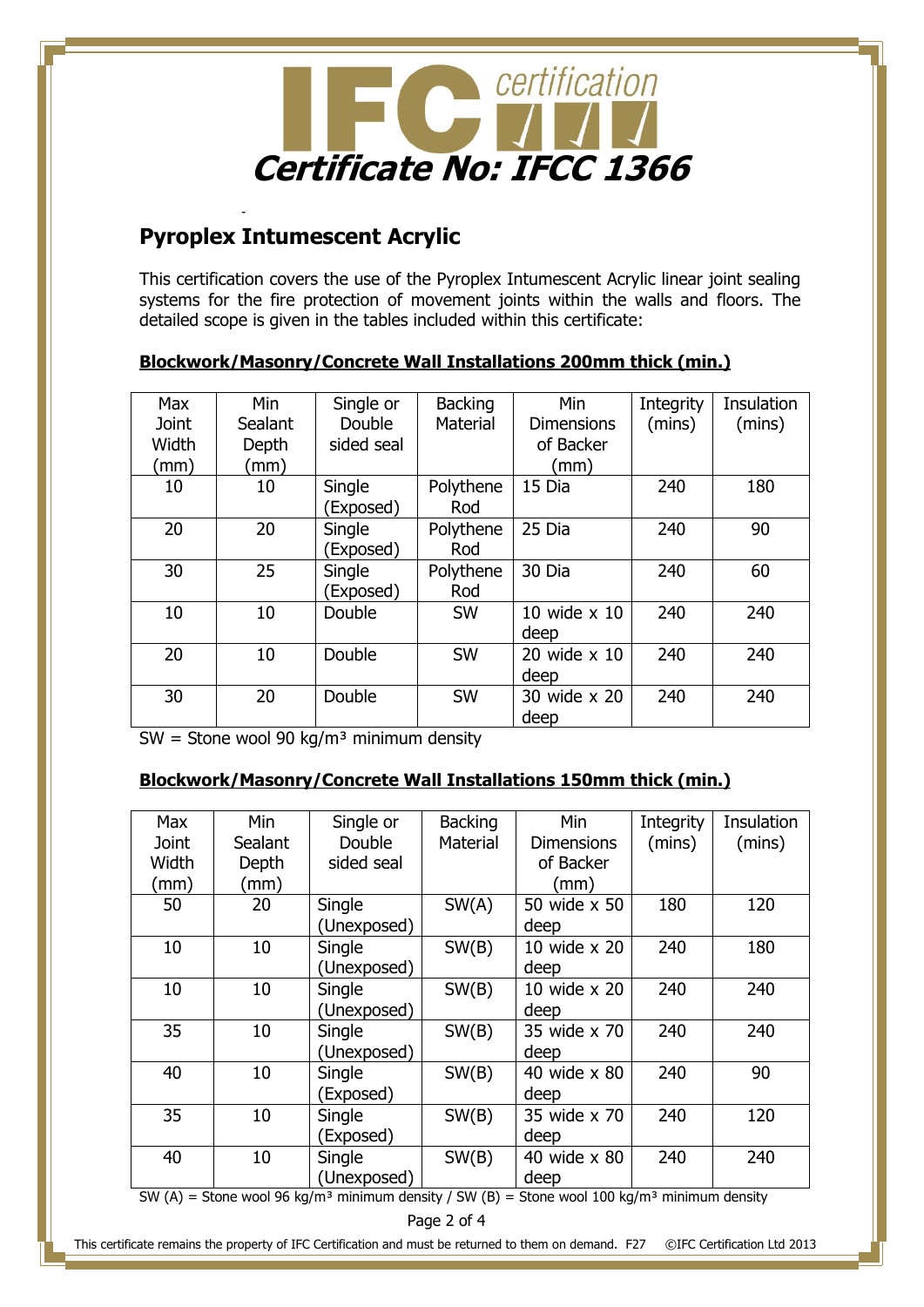**Certificate No: IFCC 1366**

## Pyroplex Intumescent Acrylic

This certification covers the use of the Pyroplex Intumescent Acrylic linear joint sealing systems for the fire protection of movement joints within the walls and floors. The detailed scope is given in the tables included within this certificate:

### Blockwork/Masonry/Concrete Wall Installations 200mm thick (min.)

| Max Joint Width (mm) | Min Sealant Depth (mm) | Single or Double sided seal | Backing Material | Min Dimensions of Backer (mm) | Integrity (mins) | Insulation (mins) |
|---|---|---|---|---|---|---|
| 10 | 10 | Single (Exposed) | Polythene Rod | 15 Dia | 240 | 180 |
| 20 | 20 | Single (Exposed) | Polythene Rod | 25 Dia | 240 | 90 |
| 30 | 25 | Single (Exposed) | Polythene Rod | 30 Dia | 240 | 60 |
| 10 | 10 | Double | SW | 10 wide x 10 deep | 240 | 240 |
| 20 | 10 | Double | SW | 20 wide x 10 deep | 240 | 240 |
| 30 | 20 | Double | SW | 30 wide x 20 deep | 240 | 240 |

SW = Stone wool 90 kg/m³ minimum density

### Blockwork/Masonry/Concrete Wall Installations 150mm thick (min.)

| Max Joint Width (mm) | Min Sealant Depth (mm) | Single or Double sided seal | Backing Material | Min Dimensions of Backer (mm) | Integrity (mins) | Insulation (mins) |
|---|---|---|---|---|---|---|
| 50 | 20 | Single (Unexposed) | SW(A) | 50 wide x 50 deep | 180 | 120 |
| 10 | 10 | Single (Unexposed) | SW(B) | 10 wide x 20 deep | 240 | 180 |
| 10 | 10 | Single (Unexposed) | SW(B) | 10 wide x 20 deep | 240 | 240 |
| 35 | 10 | Single (Unexposed) | SW(B) | 35 wide x 70 deep | 240 | 240 |
| 40 | 10 | Single (Exposed) | SW(B) | 40 wide x 80 deep | 240 | 90 |
| 35 | 10 | Single (Exposed) | SW(B) | 35 wide x 70 deep | 240 | 120 |
| 40 | 10 | Single (Unexposed) | SW(B) | 40 wide x 80 deep | 240 | 240 |

SW (A) = Stone wool 96 kg/m³ minimum density / SW (B) = Stone wool 100 kg/m³ minimum density

This certificate remains the property of IFC Certification and must be returned to them on demand. F27 ©IFC Certification Ltd 2013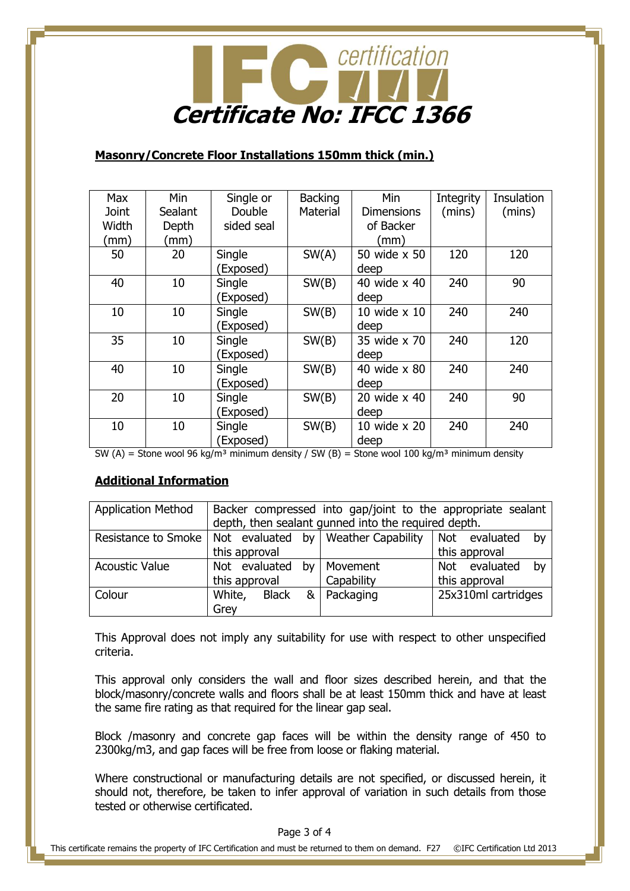# Certificate No: IFCC 1366

## Masonry/Concrete Floor Installations 150mm thick (min.)

| Max Joint Width (mm) | Min Sealant Depth (mm) | Single or Double sided seal | Backing Material | Min Dimensions of Backer (mm) | Integrity (mins) | Insulation (mins) |
|---|---|---|---|---|---|---|
| 50 | 20 | Single (Exposed) | SW(A) | 50 wide x 50 deep | 120 | 120 |
| 40 | 10 | Single (Exposed) | SW(B) | 40 wide x 40 deep | 240 | 90 |
| 10 | 10 | Single (Exposed) | SW(B) | 10 wide x 10 deep | 240 | 240 |
| 35 | 10 | Single (Exposed) | SW(B) | 35 wide x 70 deep | 240 | 120 |
| 40 | 10 | Single (Exposed) | SW(B) | 40 wide x 80 deep | 240 | 240 |
| 20 | 10 | Single (Exposed) | SW(B) | 20 wide x 40 deep | 240 | 90 |
| 10 | 10 | Single (Exposed) | SW(B) | 10 wide x 20 deep | 240 | 240 |

SW (A) = Stone wool 96 kg/m³ minimum density / SW (B) = Stone wool 100 kg/m³ minimum density

## Additional Information

| Application Method | Backer compressed into gap/joint to the appropriate sealant depth, then sealant gunned into the required depth. | | |
|---|---|---|---|
| Resistance to Smoke | Not evaluated by this approval | Weather Capability | Not evaluated by this approval |
| Acoustic Value | Not evaluated by this approval | Movement Capability | Not evaluated by this approval |
| Colour | White, Black & Grey | Packaging | 25x310ml cartridges |

This Approval does not imply any suitability for use with respect to other unspecified criteria.

This approval only considers the wall and floor sizes described herein, and that the block/masonry/concrete walls and floors shall be at least 150mm thick and have at least the same fire rating as that required for the linear gap seal.

Block /masonry and concrete gap faces will be within the density range of 450 to 2300kg/m3, and gap faces will be free from loose or flaking material.

Where constructional or manufacturing details are not specified, or discussed herein, it should not, therefore, be taken to infer approval of variation in such details from those tested or otherwise certificated.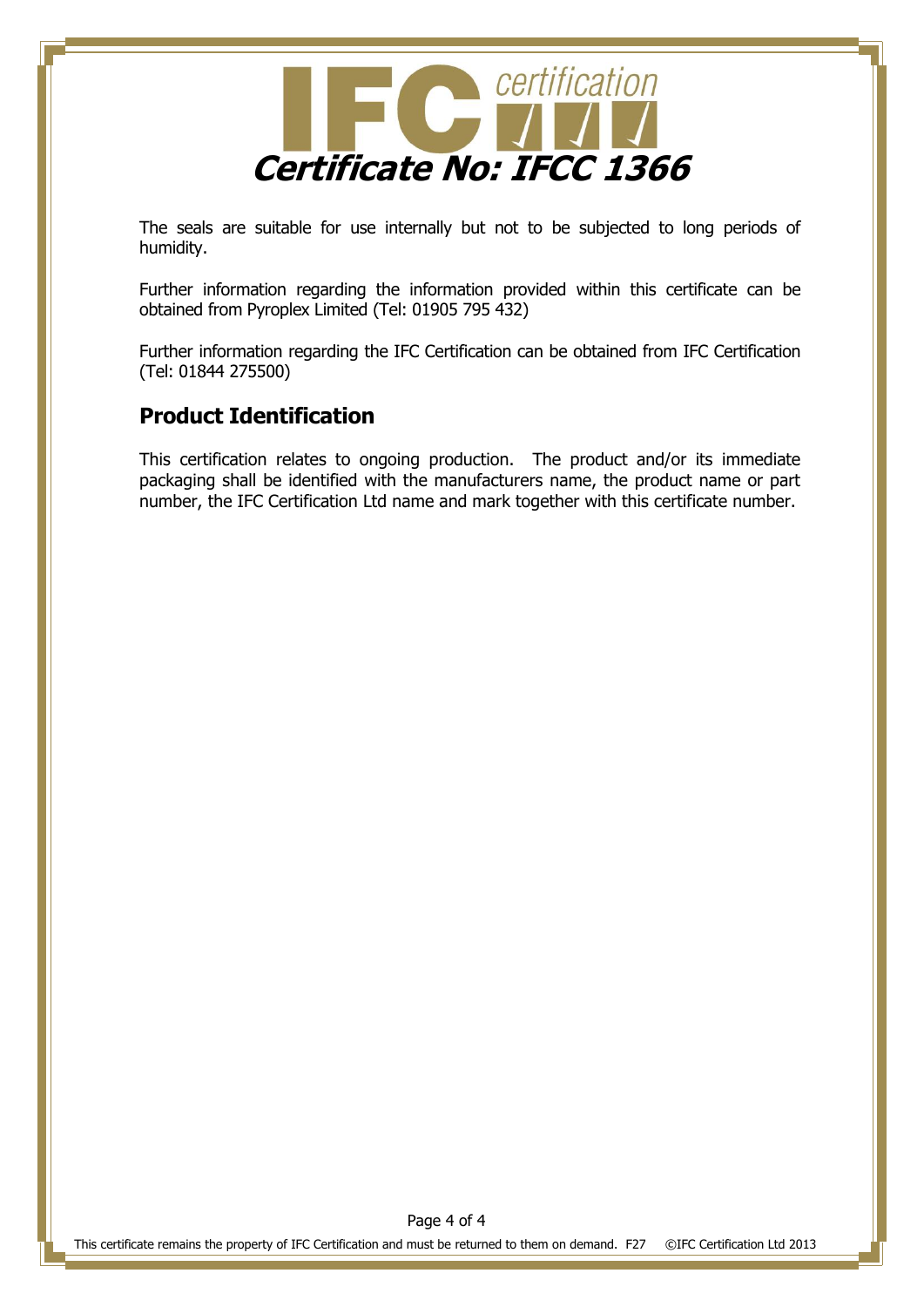**Certificate No: IFCC 1366**

The seals are suitable for use internally but not to be subjected to long periods of humidity.

Further information regarding the information provided within this certificate can be obtained from Pyroplex Limited (Tel: 01905 795 432)

Further information regarding the IFC Certification can be obtained from IFC Certification (Tel: 01844 275500)

## Product Identification

This certification relates to ongoing production. The product and/or its immediate packaging shall be identified with the manufacturers name, the product name or part number, the IFC Certification Ltd name and mark together with this certificate number.